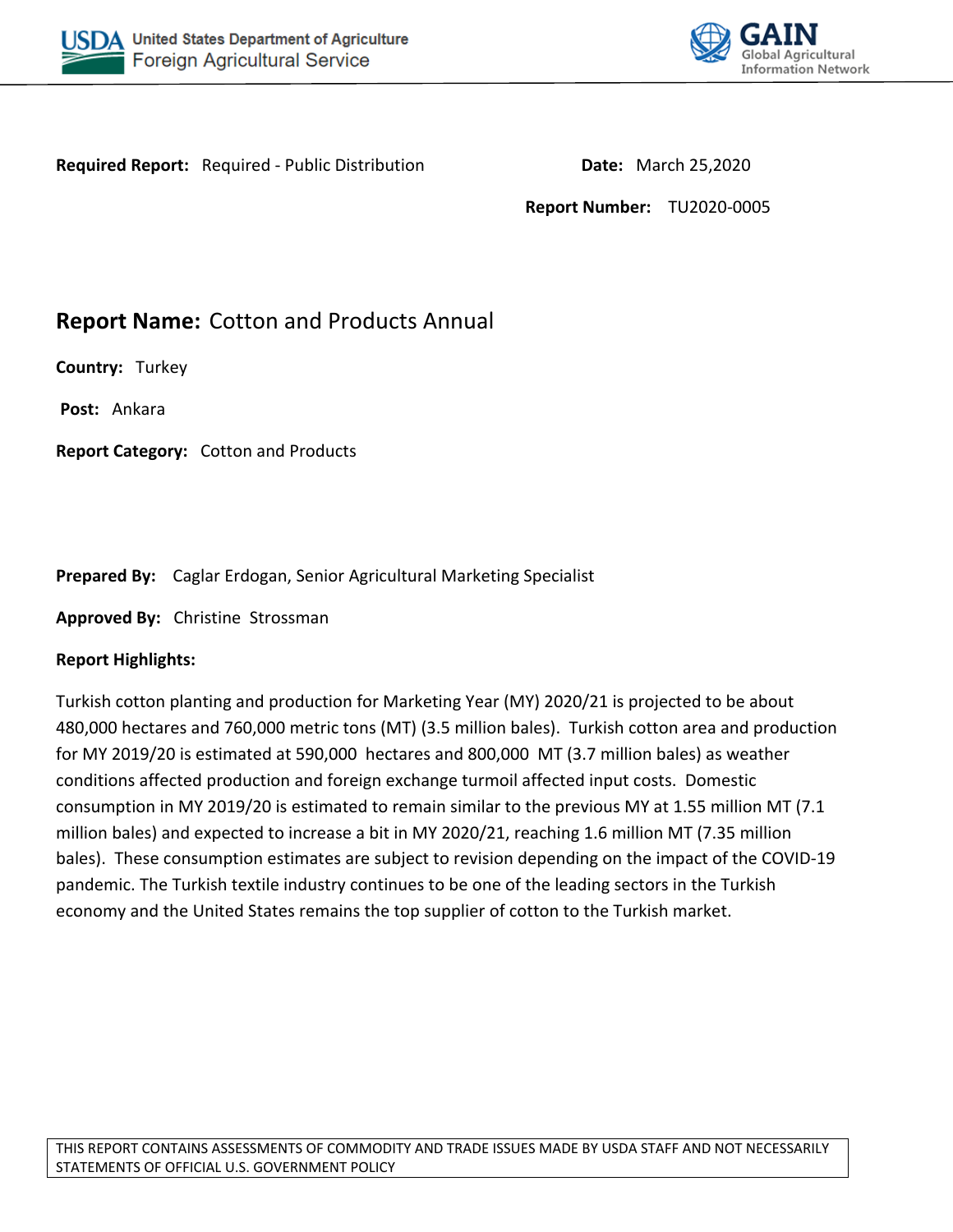USDA United States Department of Agriculture
Foreign Agricultural Service

GAIN Global Agricultural Information Network

**Required Report:** Required - Public Distribution

**Date:** March 25,2020

**Report Number:** TU2020-0005

# Report Name: Cotton and Products Annual

**Country:** Turkey

**Post:** Ankara

**Report Category:** Cotton and Products

**Prepared By:** Caglar Erdogan, Senior Agricultural Marketing Specialist

**Approved By:** Christine Strossman

**Report Highlights:**

Turkish cotton planting and production for Marketing Year (MY) 2020/21 is projected to be about 480,000 hectares and 760,000 metric tons (MT) (3.5 million bales). Turkish cotton area and production for MY 2019/20 is estimated at 590,000 hectares and 800,000 MT (3.7 million bales) as weather conditions affected production and foreign exchange turmoil affected input costs. Domestic consumption in MY 2019/20 is estimated to remain similar to the previous MY at 1.55 million MT (7.1 million bales) and expected to increase a bit in MY 2020/21, reaching 1.6 million MT (7.35 million bales). These consumption estimates are subject to revision depending on the impact of the COVID-19 pandemic. The Turkish textile industry continues to be one of the leading sectors in the Turkish economy and the United States remains the top supplier of cotton to the Turkish market.

THIS REPORT CONTAINS ASSESSMENTS OF COMMODITY AND TRADE ISSUES MADE BY USDA STAFF AND NOT NECESSARILY STATEMENTS OF OFFICIAL U.S. GOVERNMENT POLICY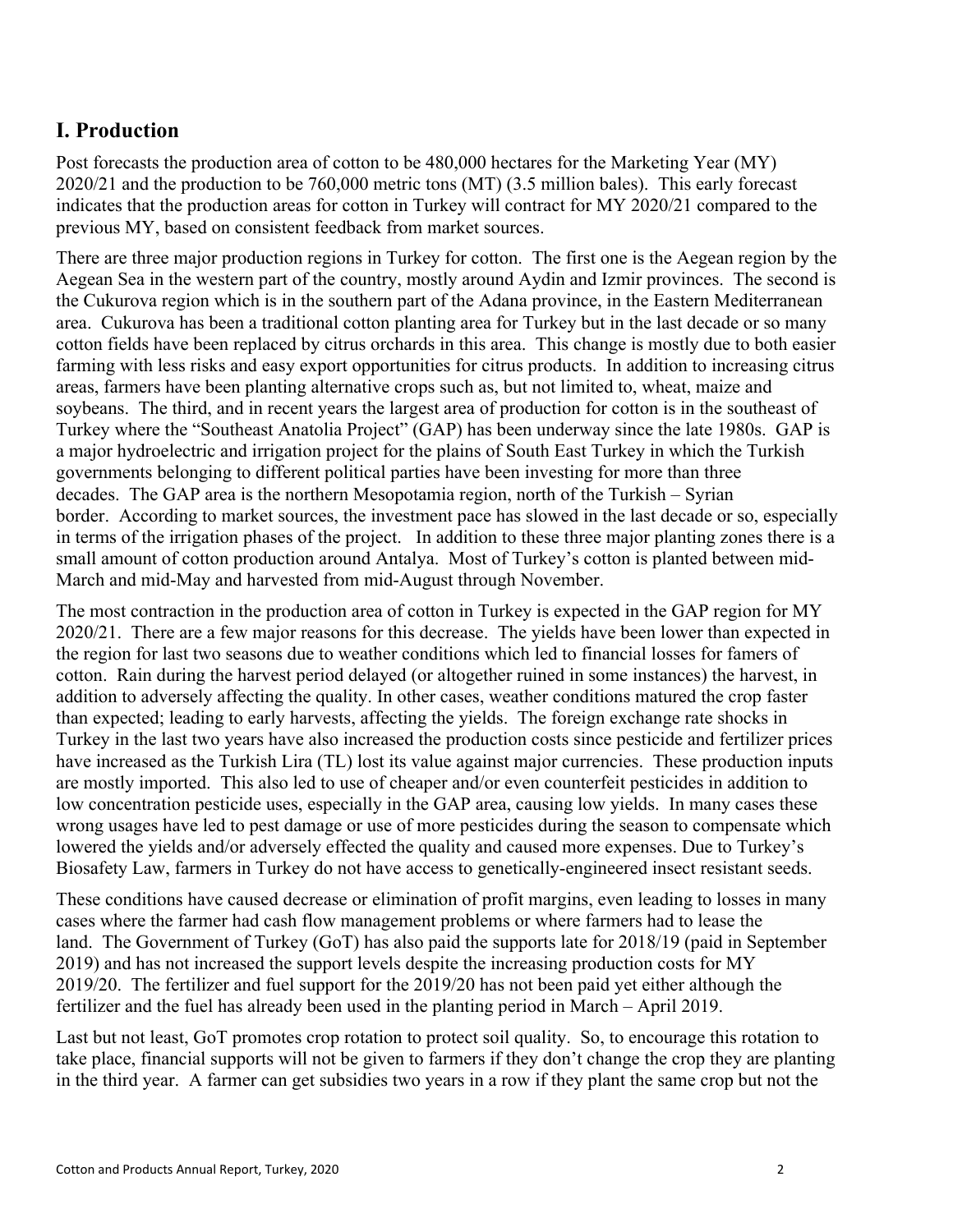## I. Production

Post forecasts the production area of cotton to be 480,000 hectares for the Marketing Year (MY) 2020/21 and the production to be 760,000 metric tons (MT) (3.5 million bales). This early forecast indicates that the production areas for cotton in Turkey will contract for MY 2020/21 compared to the previous MY, based on consistent feedback from market sources.

There are three major production regions in Turkey for cotton. The first one is the Aegean region by the Aegean Sea in the western part of the country, mostly around Aydin and Izmir provinces. The second is the Cukurova region which is in the southern part of the Adana province, in the Eastern Mediterranean area. Cukurova has been a traditional cotton planting area for Turkey but in the last decade or so many cotton fields have been replaced by citrus orchards in this area. This change is mostly due to both easier farming with less risks and easy export opportunities for citrus products. In addition to increasing citrus areas, farmers have been planting alternative crops such as, but not limited to, wheat, maize and soybeans. The third, and in recent years the largest area of production for cotton is in the southeast of Turkey where the "Southeast Anatolia Project" (GAP) has been underway since the late 1980s. GAP is a major hydroelectric and irrigation project for the plains of South East Turkey in which the Turkish governments belonging to different political parties have been investing for more than three decades. The GAP area is the northern Mesopotamia region, north of the Turkish – Syrian border. According to market sources, the investment pace has slowed in the last decade or so, especially in terms of the irrigation phases of the project. In addition to these three major planting zones there is a small amount of cotton production around Antalya. Most of Turkey's cotton is planted between mid-March and mid-May and harvested from mid-August through November.

The most contraction in the production area of cotton in Turkey is expected in the GAP region for MY 2020/21. There are a few major reasons for this decrease. The yields have been lower than expected in the region for last two seasons due to weather conditions which led to financial losses for famers of cotton. Rain during the harvest period delayed (or altogether ruined in some instances) the harvest, in addition to adversely affecting the quality. In other cases, weather conditions matured the crop faster than expected; leading to early harvests, affecting the yields. The foreign exchange rate shocks in Turkey in the last two years have also increased the production costs since pesticide and fertilizer prices have increased as the Turkish Lira (TL) lost its value against major currencies. These production inputs are mostly imported. This also led to use of cheaper and/or even counterfeit pesticides in addition to low concentration pesticide uses, especially in the GAP area, causing low yields. In many cases these wrong usages have led to pest damage or use of more pesticides during the season to compensate which lowered the yields and/or adversely effected the quality and caused more expenses. Due to Turkey's Biosafety Law, farmers in Turkey do not have access to genetically-engineered insect resistant seeds.

These conditions have caused decrease or elimination of profit margins, even leading to losses in many cases where the farmer had cash flow management problems or where farmers had to lease the land. The Government of Turkey (GoT) has also paid the supports late for 2018/19 (paid in September 2019) and has not increased the support levels despite the increasing production costs for MY 2019/20. The fertilizer and fuel support for the 2019/20 has not been paid yet either although the fertilizer and the fuel has already been used in the planting period in March – April 2019.

Last but not least, GoT promotes crop rotation to protect soil quality. So, to encourage this rotation to take place, financial supports will not be given to farmers if they don't change the crop they are planting in the third year. A farmer can get subsidies two years in a row if they plant the same crop but not the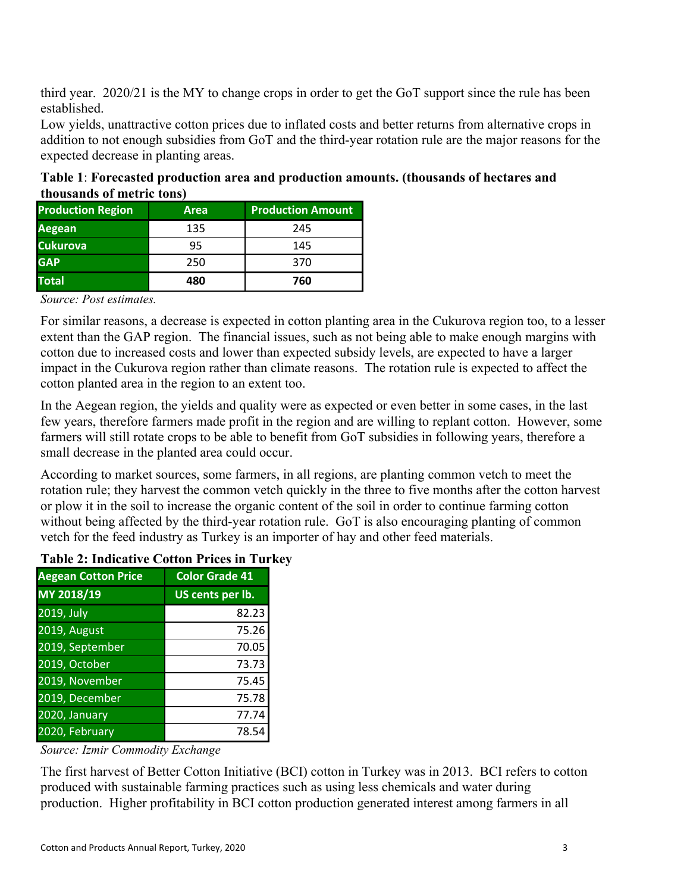third year. 2020/21 is the MY to change crops in order to get the GoT support since the rule has been established.

Low yields, unattractive cotton prices due to inflated costs and better returns from alternative crops in addition to not enough subsidies from GoT and the third-year rotation rule are the major reasons for the expected decrease in planting areas.

**Table 1**: **Forecasted production area and production amounts. (thousands of hectares and thousands of metric tons)**

| Production Region | Area | Production Amount |
|---|---|---|
| Aegean | 135 | 245 |
| Cukurova | 95 | 145 |
| GAP | 250 | 370 |
| **Total** | **480** | **760** |

*Source: Post estimates.*

For similar reasons, a decrease is expected in cotton planting area in the Cukurova region too, to a lesser extent than the GAP region. The financial issues, such as not being able to make enough margins with cotton due to increased costs and lower than expected subsidy levels, are expected to have a larger impact in the Cukurova region rather than climate reasons. The rotation rule is expected to affect the cotton planted area in the region to an extent too.

In the Aegean region, the yields and quality were as expected or even better in some cases, in the last few years, therefore farmers made profit in the region and are willing to replant cotton. However, some farmers will still rotate crops to be able to benefit from GoT subsidies in following years, therefore a small decrease in the planted area could occur.

According to market sources, some farmers, in all regions, are planting common vetch to meet the rotation rule; they harvest the common vetch quickly in the three to five months after the cotton harvest or plow it in the soil to increase the organic content of the soil in order to continue farming cotton without being affected by the third-year rotation rule. GoT is also encouraging planting of common vetch for the feed industry as Turkey is an importer of hay and other feed materials.

**Table 2: Indicative Cotton Prices in Turkey**

| Aegean Cotton Price | Color Grade 41 |
|---|---|
| MY 2018/19 | US cents per lb. |
| 2019, July | 82.23 |
| 2019, August | 75.26 |
| 2019, September | 70.05 |
| 2019, October | 73.73 |
| 2019, November | 75.45 |
| 2019, December | 75.78 |
| 2020, January | 77.74 |
| 2020, February | 78.54 |

*Source: Izmir Commodity Exchange*

The first harvest of Better Cotton Initiative (BCI) cotton in Turkey was in 2013. BCI refers to cotton produced with sustainable farming practices such as using less chemicals and water during production. Higher profitability in BCI cotton production generated interest among farmers in all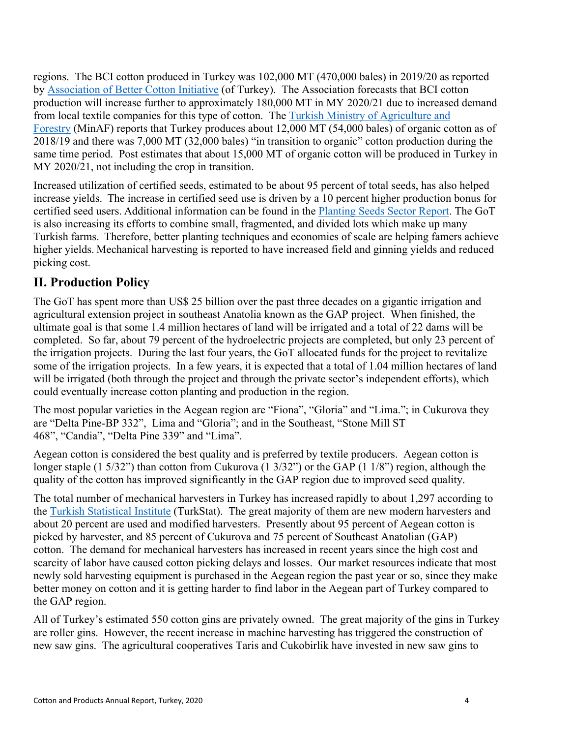regions. The BCI cotton produced in Turkey was 102,000 MT (470,000 bales) in 2019/20 as reported by Association of Better Cotton Initiative (of Turkey). The Association forecasts that BCI cotton production will increase further to approximately 180,000 MT in MY 2020/21 due to increased demand from local textile companies for this type of cotton. The Turkish Ministry of Agriculture and Forestry (MinAF) reports that Turkey produces about 12,000 MT (54,000 bales) of organic cotton as of 2018/19 and there was 7,000 MT (32,000 bales) "in transition to organic" cotton production during the same time period. Post estimates that about 15,000 MT of organic cotton will be produced in Turkey in MY 2020/21, not including the crop in transition.

Increased utilization of certified seeds, estimated to be about 95 percent of total seeds, has also helped increase yields. The increase in certified seed use is driven by a 10 percent higher production bonus for certified seed users. Additional information can be found in the Planting Seeds Sector Report. The GoT is also increasing its efforts to combine small, fragmented, and divided lots which make up many Turkish farms. Therefore, better planting techniques and economies of scale are helping famers achieve higher yields. Mechanical harvesting is reported to have increased field and ginning yields and reduced picking cost.

## II. Production Policy

The GoT has spent more than US$ 25 billion over the past three decades on a gigantic irrigation and agricultural extension project in southeast Anatolia known as the GAP project. When finished, the ultimate goal is that some 1.4 million hectares of land will be irrigated and a total of 22 dams will be completed. So far, about 79 percent of the hydroelectric projects are completed, but only 23 percent of the irrigation projects. During the last four years, the GoT allocated funds for the project to revitalize some of the irrigation projects. In a few years, it is expected that a total of 1.04 million hectares of land will be irrigated (both through the project and through the private sector's independent efforts), which could eventually increase cotton planting and production in the region.

The most popular varieties in the Aegean region are "Fiona", "Gloria" and "Lima."; in Cukurova they are "Delta Pine-BP 332", Lima and "Gloria"; and in the Southeast, "Stone Mill ST 468", "Candia", "Delta Pine 339" and "Lima".

Aegean cotton is considered the best quality and is preferred by textile producers. Aegean cotton is longer staple (1 5/32") than cotton from Cukurova (1 3/32") or the GAP (1 1/8") region, although the quality of the cotton has improved significantly in the GAP region due to improved seed quality.

The total number of mechanical harvesters in Turkey has increased rapidly to about 1,297 according to the Turkish Statistical Institute (TurkStat). The great majority of them are new modern harvesters and about 20 percent are used and modified harvesters. Presently about 95 percent of Aegean cotton is picked by harvester, and 85 percent of Cukurova and 75 percent of Southeast Anatolian (GAP) cotton. The demand for mechanical harvesters has increased in recent years since the high cost and scarcity of labor have caused cotton picking delays and losses. Our market resources indicate that most newly sold harvesting equipment is purchased in the Aegean region the past year or so, since they make better money on cotton and it is getting harder to find labor in the Aegean part of Turkey compared to the GAP region.

All of Turkey's estimated 550 cotton gins are privately owned. The great majority of the gins in Turkey are roller gins. However, the recent increase in machine harvesting has triggered the construction of new saw gins. The agricultural cooperatives Taris and Cukobirlik have invested in new saw gins to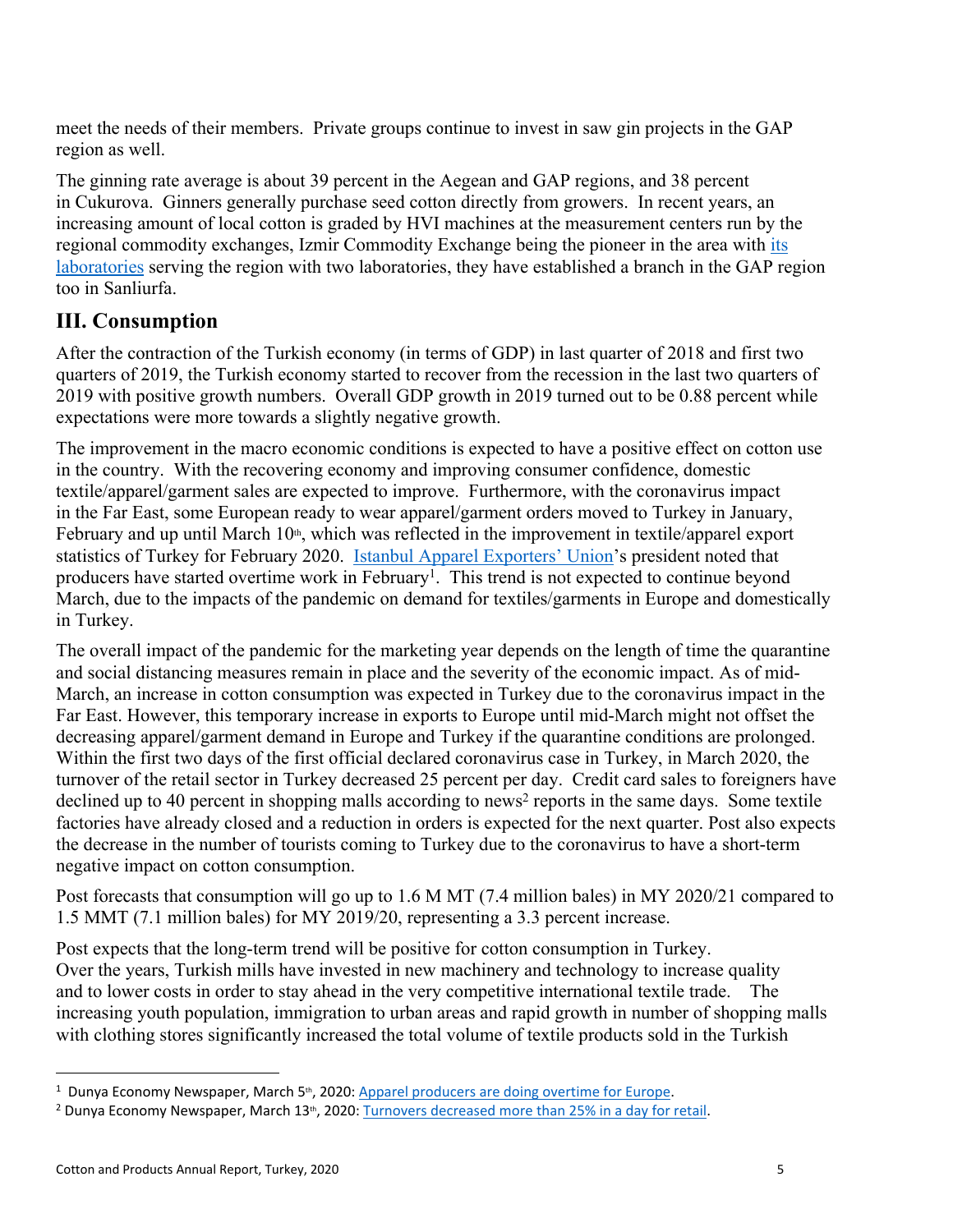meet the needs of their members. Private groups continue to invest in saw gin projects in the GAP region as well.

The ginning rate average is about 39 percent in the Aegean and GAP regions, and 38 percent in Cukurova. Ginners generally purchase seed cotton directly from growers. In recent years, an increasing amount of local cotton is graded by HVI machines at the measurement centers run by the regional commodity exchanges, Izmir Commodity Exchange being the pioneer in the area with its laboratories serving the region with two laboratories, they have established a branch in the GAP region too in Sanliurfa.

## III. Consumption

After the contraction of the Turkish economy (in terms of GDP) in last quarter of 2018 and first two quarters of 2019, the Turkish economy started to recover from the recession in the last two quarters of 2019 with positive growth numbers. Overall GDP growth in 2019 turned out to be 0.88 percent while expectations were more towards a slightly negative growth.

The improvement in the macro economic conditions is expected to have a positive effect on cotton use in the country. With the recovering economy and improving consumer confidence, domestic textile/apparel/garment sales are expected to improve. Furthermore, with the coronavirus impact in the Far East, some European ready to wear apparel/garment orders moved to Turkey in January, February and up until March 10th, which was reflected in the improvement in textile/apparel export statistics of Turkey for February 2020. Istanbul Apparel Exporters' Union's president noted that producers have started overtime work in February[1]. This trend is not expected to continue beyond March, due to the impacts of the pandemic on demand for textiles/garments in Europe and domestically in Turkey.

The overall impact of the pandemic for the marketing year depends on the length of time the quarantine and social distancing measures remain in place and the severity of the economic impact. As of mid-March, an increase in cotton consumption was expected in Turkey due to the coronavirus impact in the Far East. However, this temporary increase in exports to Europe until mid-March might not offset the decreasing apparel/garment demand in Europe and Turkey if the quarantine conditions are prolonged. Within the first two days of the first official declared coronavirus case in Turkey, in March 2020, the turnover of the retail sector in Turkey decreased 25 percent per day. Credit card sales to foreigners have declined up to 40 percent in shopping malls according to news[2] reports in the same days. Some textile factories have already closed and a reduction in orders is expected for the next quarter. Post also expects the decrease in the number of tourists coming to Turkey due to the coronavirus to have a short-term negative impact on cotton consumption.

Post forecasts that consumption will go up to 1.6 M MT (7.4 million bales) in MY 2020/21 compared to 1.5 MMT (7.1 million bales) for MY 2019/20, representing a 3.3 percent increase.

Post expects that the long-term trend will be positive for cotton consumption in Turkey. Over the years, Turkish mills have invested in new machinery and technology to increase quality and to lower costs in order to stay ahead in the very competitive international textile trade. The increasing youth population, immigration to urban areas and rapid growth in number of shopping malls with clothing stores significantly increased the total volume of textile products sold in the Turkish

---

[1] Dunya Economy Newspaper, March 5th, 2020: Apparel producers are doing overtime for Europe.

[2] Dunya Economy Newspaper, March 13th, 2020: Turnovers decreased more than 25% in a day for retail.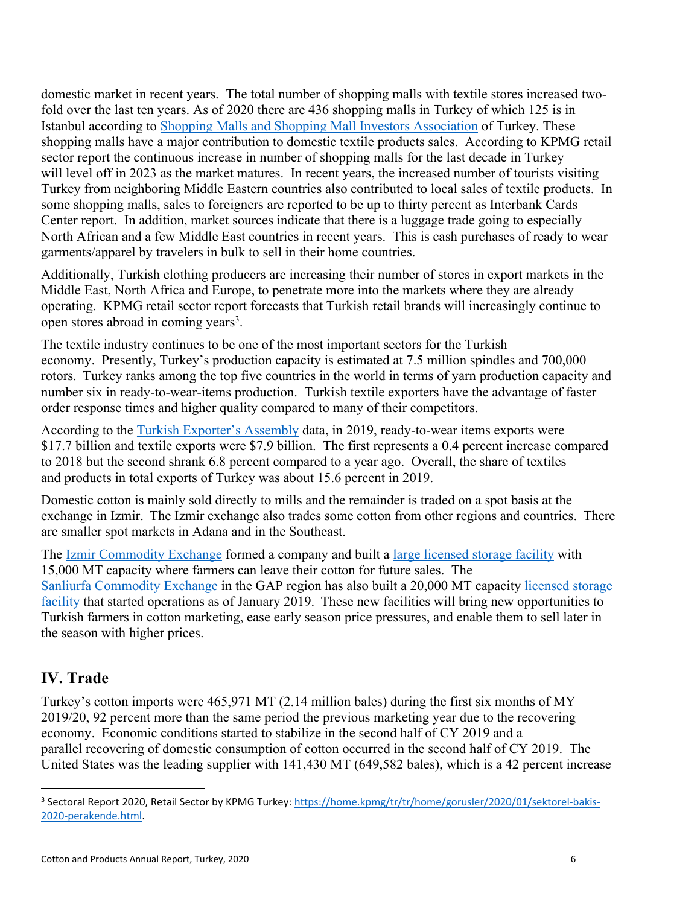domestic market in recent years. The total number of shopping malls with textile stores increased two-fold over the last ten years. As of 2020 there are 436 shopping malls in Turkey of which 125 is in Istanbul according to Shopping Malls and Shopping Mall Investors Association of Turkey. These shopping malls have a major contribution to domestic textile products sales. According to KPMG retail sector report the continuous increase in number of shopping malls for the last decade in Turkey will level off in 2023 as the market matures. In recent years, the increased number of tourists visiting Turkey from neighboring Middle Eastern countries also contributed to local sales of textile products. In some shopping malls, sales to foreigners are reported to be up to thirty percent as Interbank Cards Center report. In addition, market sources indicate that there is a luggage trade going to especially North African and a few Middle East countries in recent years. This is cash purchases of ready to wear garments/apparel by travelers in bulk to sell in their home countries.

Additionally, Turkish clothing producers are increasing their number of stores in export markets in the Middle East, North Africa and Europe, to penetrate more into the markets where they are already operating. KPMG retail sector report forecasts that Turkish retail brands will increasingly continue to open stores abroad in coming years[3].

The textile industry continues to be one of the most important sectors for the Turkish economy. Presently, Turkey's production capacity is estimated at 7.5 million spindles and 700,000 rotors. Turkey ranks among the top five countries in the world in terms of yarn production capacity and number six in ready-to-wear-items production. Turkish textile exporters have the advantage of faster order response times and higher quality compared to many of their competitors.

According to the Turkish Exporter's Assembly data, in 2019, ready-to-wear items exports were $17.7 billion and textile exports were $7.9 billion. The first represents a 0.4 percent increase compared to 2018 but the second shrank 6.8 percent compared to a year ago. Overall, the share of textiles and products in total exports of Turkey was about 15.6 percent in 2019.

Domestic cotton is mainly sold directly to mills and the remainder is traded on a spot basis at the exchange in Izmir. The Izmir exchange also trades some cotton from other regions and countries. There are smaller spot markets in Adana and in the Southeast.

The Izmir Commodity Exchange formed a company and built a large licensed storage facility with 15,000 MT capacity where farmers can leave their cotton for future sales. The Sanliurfa Commodity Exchange in the GAP region has also built a 20,000 MT capacity licensed storage facility that started operations as of January 2019. These new facilities will bring new opportunities to Turkish farmers in cotton marketing, ease early season price pressures, and enable them to sell later in the season with higher prices.

## IV. Trade

Turkey's cotton imports were 465,971 MT (2.14 million bales) during the first six months of MY 2019/20, 92 percent more than the same period the previous marketing year due to the recovering economy. Economic conditions started to stabilize in the second half of CY 2019 and a parallel recovering of domestic consumption of cotton occurred in the second half of CY 2019. The United States was the leading supplier with 141,430 MT (649,582 bales), which is a 42 percent increase

---

[3] Sectoral Report 2020, Retail Sector by KPMG Turkey: https://home.kpmg/tr/tr/home/gorusler/2020/01/sektorel-bakis-2020-perakende.html.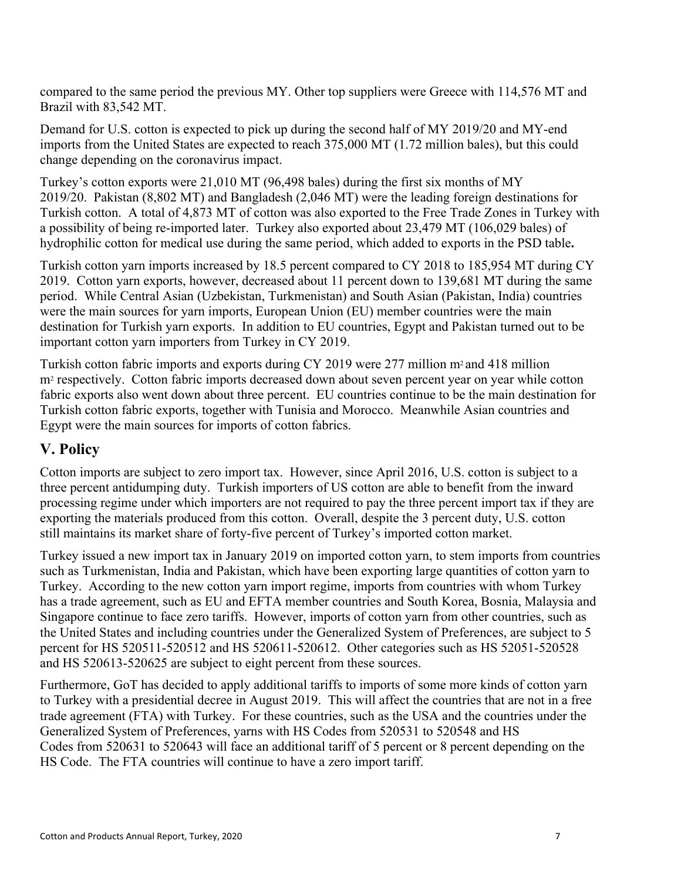compared to the same period the previous MY. Other top suppliers were Greece with 114,576 MT and Brazil with 83,542 MT.

Demand for U.S. cotton is expected to pick up during the second half of MY 2019/20 and MY-end imports from the United States are expected to reach 375,000 MT (1.72 million bales), but this could change depending on the coronavirus impact.

Turkey's cotton exports were 21,010 MT (96,498 bales) during the first six months of MY 2019/20. Pakistan (8,802 MT) and Bangladesh (2,046 MT) were the leading foreign destinations for Turkish cotton. A total of 4,873 MT of cotton was also exported to the Free Trade Zones in Turkey with a possibility of being re-imported later. Turkey also exported about 23,479 MT (106,029 bales) of hydrophilic cotton for medical use during the same period, which added to exports in the PSD table**.**

Turkish cotton yarn imports increased by 18.5 percent compared to CY 2018 to 185,954 MT during CY 2019. Cotton yarn exports, however, decreased about 11 percent down to 139,681 MT during the same period. While Central Asian (Uzbekistan, Turkmenistan) and South Asian (Pakistan, India) countries were the main sources for yarn imports, European Union (EU) member countries were the main destination for Turkish yarn exports. In addition to EU countries, Egypt and Pakistan turned out to be important cotton yarn importers from Turkey in CY 2019.

Turkish cotton fabric imports and exports during CY 2019 were 277 million $m^2$ and 418 million $m^2$ respectively. Cotton fabric imports decreased down about seven percent year on year while cotton fabric exports also went down about three percent. EU countries continue to be the main destination for Turkish cotton fabric exports, together with Tunisia and Morocco. Meanwhile Asian countries and Egypt were the main sources for imports of cotton fabrics.

## V. Policy

Cotton imports are subject to zero import tax. However, since April 2016, U.S. cotton is subject to a three percent antidumping duty. Turkish importers of US cotton are able to benefit from the inward processing regime under which importers are not required to pay the three percent import tax if they are exporting the materials produced from this cotton. Overall, despite the 3 percent duty, U.S. cotton still maintains its market share of forty-five percent of Turkey's imported cotton market.

Turkey issued a new import tax in January 2019 on imported cotton yarn, to stem imports from countries such as Turkmenistan, India and Pakistan, which have been exporting large quantities of cotton yarn to Turkey. According to the new cotton yarn import regime, imports from countries with whom Turkey has a trade agreement, such as EU and EFTA member countries and South Korea, Bosnia, Malaysia and Singapore continue to face zero tariffs. However, imports of cotton yarn from other countries, such as the United States and including countries under the Generalized System of Preferences, are subject to 5 percent for HS 520511-520512 and HS 520611-520612. Other categories such as HS 52051-520528 and HS 520613-520625 are subject to eight percent from these sources.

Furthermore, GoT has decided to apply additional tariffs to imports of some more kinds of cotton yarn to Turkey with a presidential decree in August 2019. This will affect the countries that are not in a free trade agreement (FTA) with Turkey. For these countries, such as the USA and the countries under the Generalized System of Preferences, yarns with HS Codes from 520531 to 520548 and HS Codes from 520631 to 520643 will face an additional tariff of 5 percent or 8 percent depending on the HS Code. The FTA countries will continue to have a zero import tariff.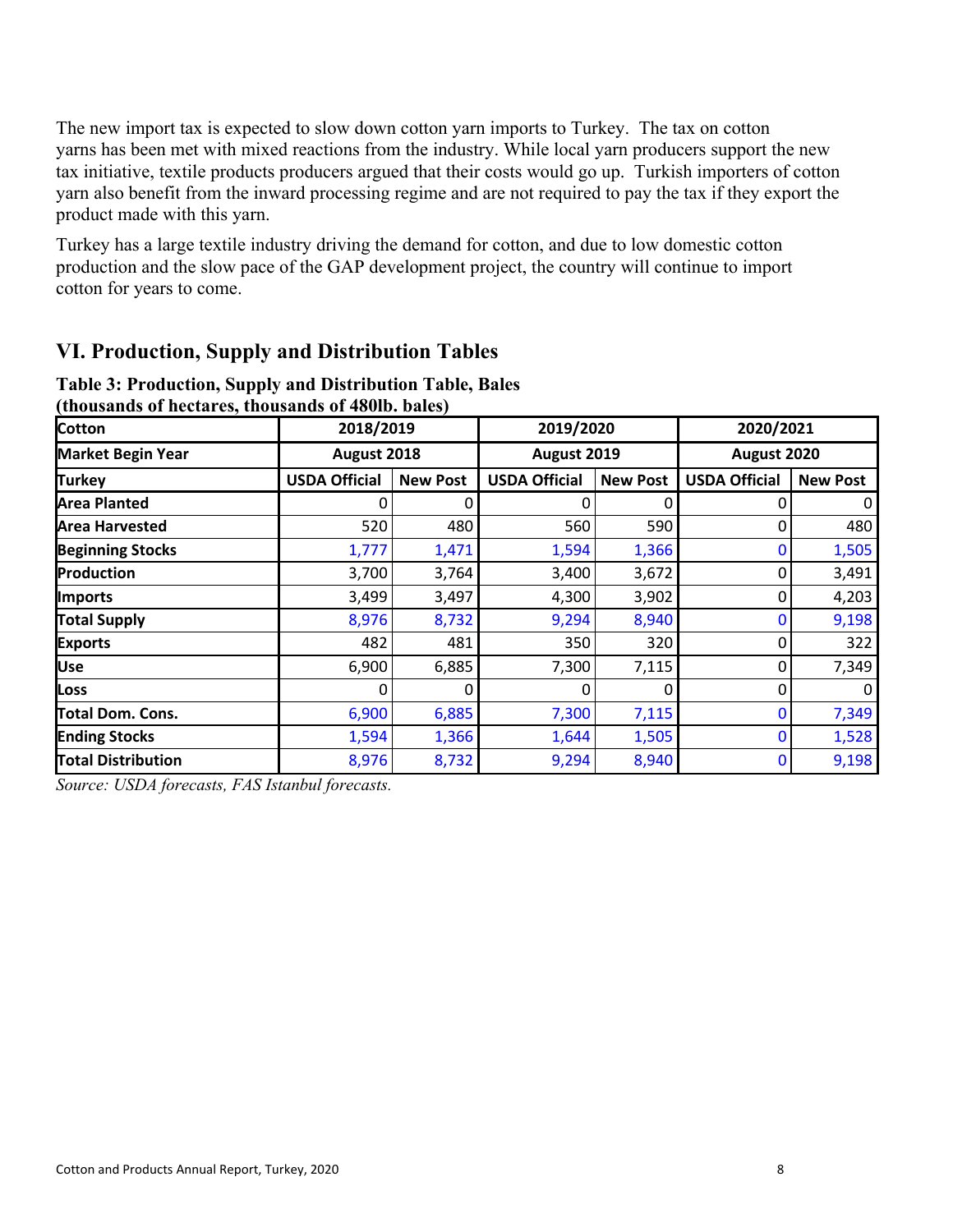The new import tax is expected to slow down cotton yarn imports to Turkey. The tax on cotton yarns has been met with mixed reactions from the industry. While local yarn producers support the new tax initiative, textile products producers argued that their costs would go up. Turkish importers of cotton yarn also benefit from the inward processing regime and are not required to pay the tax if they export the product made with this yarn.

Turkey has a large textile industry driving the demand for cotton, and due to low domestic cotton production and the slow pace of the GAP development project, the country will continue to import cotton for years to come.

## VI. Production, Supply and Distribution Tables

**Table 3: Production, Supply and Distribution Table, Bales (thousands of hectares, thousands of 480lb. bales)**

| Cotton | 2018/2019 | | 2019/2020 | | 2020/2021 | |
|---|---|---|---|---|---|---|
| Market Begin Year | August 2018 | | August 2019 | | August 2020 | |
| Turkey | USDA Official | New Post | USDA Official | New Post | USDA Official | New Post |
| Area Planted | 0 | 0 | 0 | 0 | 0 | 0 |
| Area Harvested | 520 | 480 | 560 | 590 | 0 | 480 |
| Beginning Stocks | 1,777 | 1,471 | 1,594 | 1,366 | 0 | 1,505 |
| Production | 3,700 | 3,764 | 3,400 | 3,672 | 0 | 3,491 |
| Imports | 3,499 | 3,497 | 4,300 | 3,902 | 0 | 4,203 |
| Total Supply | 8,976 | 8,732 | 9,294 | 8,940 | 0 | 9,198 |
| Exports | 482 | 481 | 350 | 320 | 0 | 322 |
| Use | 6,900 | 6,885 | 7,300 | 7,115 | 0 | 7,349 |
| Loss | 0 | 0 | 0 | 0 | 0 | 0 |
| Total Dom. Cons. | 6,900 | 6,885 | 7,300 | 7,115 | 0 | 7,349 |
| Ending Stocks | 1,594 | 1,366 | 1,644 | 1,505 | 0 | 1,528 |
| Total Distribution | 8,976 | 8,732 | 9,294 | 8,940 | 0 | 9,198 |

*Source: USDA forecasts, FAS Istanbul forecasts.*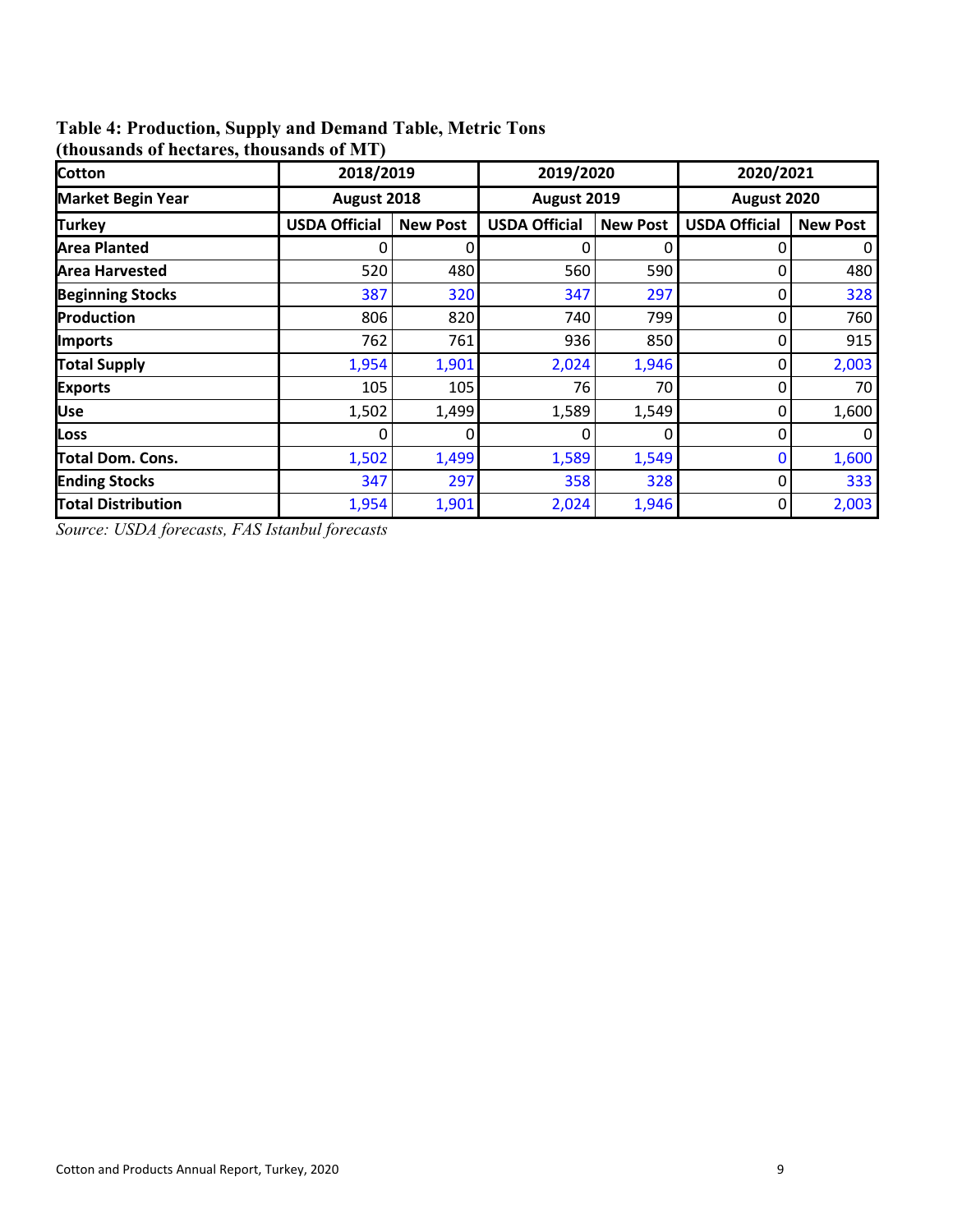**Table 4: Production, Supply and Demand Table, Metric Tons (thousands of hectares, thousands of MT)**

| Cotton | 2018/2019 | | 2019/2020 | | 2020/2021 | |
|---|---|---|---|---|---|---|
| Market Begin Year | August 2018 | | August 2019 | | August 2020 | |
| Turkey | USDA Official | New Post | USDA Official | New Post | USDA Official | New Post |
| Area Planted | 0 | 0 | 0 | 0 | 0 | 0 |
| Area Harvested | 520 | 480 | 560 | 590 | 0 | 480 |
| Beginning Stocks | 387 | 320 | 347 | 297 | 0 | 328 |
| Production | 806 | 820 | 740 | 799 | 0 | 760 |
| Imports | 762 | 761 | 936 | 850 | 0 | 915 |
| Total Supply | 1,954 | 1,901 | 2,024 | 1,946 | 0 | 2,003 |
| Exports | 105 | 105 | 76 | 70 | 0 | 70 |
| Use | 1,502 | 1,499 | 1,589 | 1,549 | 0 | 1,600 |
| Loss | 0 | 0 | 0 | 0 | 0 | 0 |
| Total Dom. Cons. | 1,502 | 1,499 | 1,589 | 1,549 | 0 | 1,600 |
| Ending Stocks | 347 | 297 | 358 | 328 | 0 | 333 |
| Total Distribution | 1,954 | 1,901 | 2,024 | 1,946 | 0 | 2,003 |

*Source: USDA forecasts, FAS Istanbul forecasts*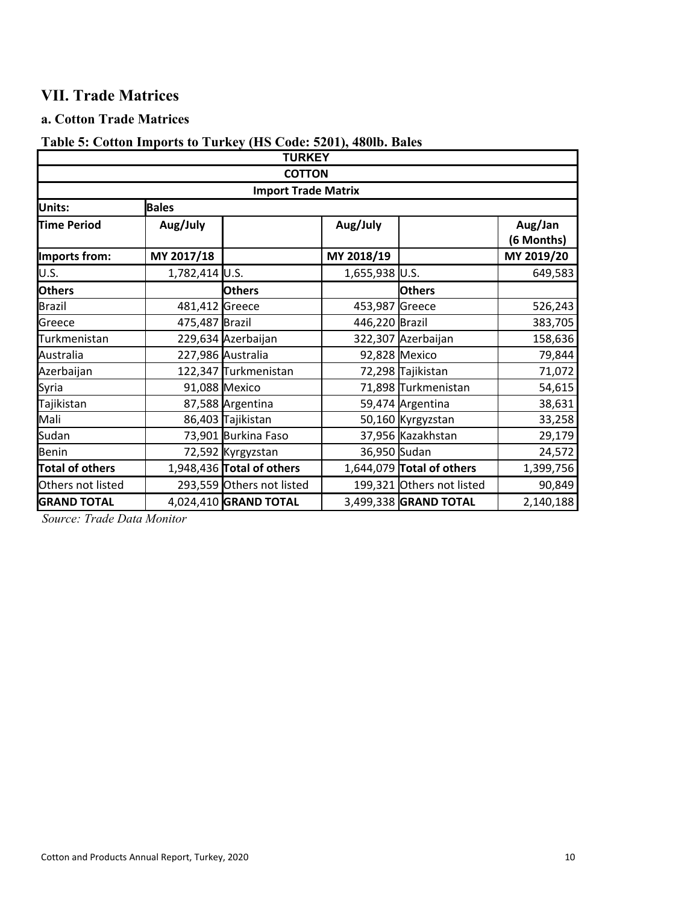## VII. Trade Matrices

### a. Cotton Trade Matrices

**Table 5: Cotton Imports to Turkey (HS Code: 5201), 480lb. Bales**

| TURKEY | | | | | |
|---|---|---|---|---|---|
| **COTTON** | | | | | |
| **Import Trade Matrix** | | | | | |
| **Units:** | **Bales** | | | | |
| **Time Period** | **Aug/July** | | **Aug/July** | | **Aug/Jan (6 Months)** |
| **Imports from:** | **MY 2017/18** | | **MY 2018/19** | | **MY 2019/20** |
| U.S. | 1,782,414 | U.S. | 1,655,938 | U.S. | 649,583 |
| **Others** | | **Others** | | **Others** | |
| Brazil | 481,412 | Greece | 453,987 | Greece | 526,243 |
| Greece | 475,487 | Brazil | 446,220 | Brazil | 383,705 |
| Turkmenistan | 229,634 | Azerbaijan | 322,307 | Azerbaijan | 158,636 |
| Australia | 227,986 | Australia | 92,828 | Mexico | 79,844 |
| Azerbaijan | 122,347 | Turkmenistan | 72,298 | Tajikistan | 71,072 |
| Syria | 91,088 | Mexico | 71,898 | Turkmenistan | 54,615 |
| Tajikistan | 87,588 | Argentina | 59,474 | Argentina | 38,631 |
| Mali | 86,403 | Tajikistan | 50,160 | Kyrgyzstan | 33,258 |
| Sudan | 73,901 | Burkina Faso | 37,956 | Kazakhstan | 29,179 |
| Benin | 72,592 | Kyrgyzstan | 36,950 | Sudan | 24,572 |
| **Total of others** | 1,948,436 | **Total of others** | 1,644,079 | **Total of others** | 1,399,756 |
| Others not listed | 293,559 | Others not listed | 199,321 | Others not listed | 90,849 |
| **GRAND TOTAL** | 4,024,410 | **GRAND TOTAL** | 3,499,338 | **GRAND TOTAL** | 2,140,188 |

*Source: Trade Data Monitor*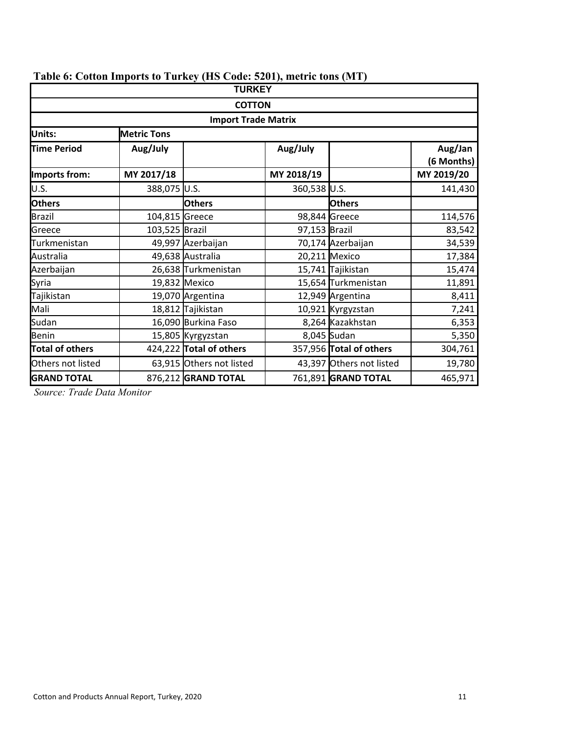**Table 6: Cotton Imports to Turkey (HS Code: 5201), metric tons (MT)**

| TURKEY | | | | | |
|---|---|---|---|---|---|
| COTTON | | | | | |
| Import Trade Matrix | | | | | |
| **Units:** | **Metric Tons** | | | | |
| **Time Period** | **Aug/July** | | **Aug/July** | | **Aug/Jan (6 Months)** |
| **Imports from:** | **MY 2017/18** | | **MY 2018/19** | | **MY 2019/20** |
| U.S. | 388,075 | U.S. | 360,538 | U.S. | 141,430 |
| **Others** | | **Others** | | **Others** | |
| Brazil | 104,815 | Greece | 98,844 | Greece | 114,576 |
| Greece | 103,525 | Brazil | 97,153 | Brazil | 83,542 |
| Turkmenistan | 49,997 | Azerbaijan | 70,174 | Azerbaijan | 34,539 |
| Australia | 49,638 | Australia | 20,211 | Mexico | 17,384 |
| Azerbaijan | 26,638 | Turkmenistan | 15,741 | Tajikistan | 15,474 |
| Syria | 19,832 | Mexico | 15,654 | Turkmenistan | 11,891 |
| Tajikistan | 19,070 | Argentina | 12,949 | Argentina | 8,411 |
| Mali | 18,812 | Tajikistan | 10,921 | Kyrgyzstan | 7,241 |
| Sudan | 16,090 | Burkina Faso | 8,264 | Kazakhstan | 6,353 |
| Benin | 15,805 | Kyrgyzstan | 8,045 | Sudan | 5,350 |
| **Total of others** | 424,222 | **Total of others** | 357,956 | **Total of others** | 304,761 |
| Others not listed | 63,915 | Others not listed | 43,397 | Others not listed | 19,780 |
| **GRAND TOTAL** | 876,212 | **GRAND TOTAL** | 761,891 | **GRAND TOTAL** | 465,971 |

*Source: Trade Data Monitor*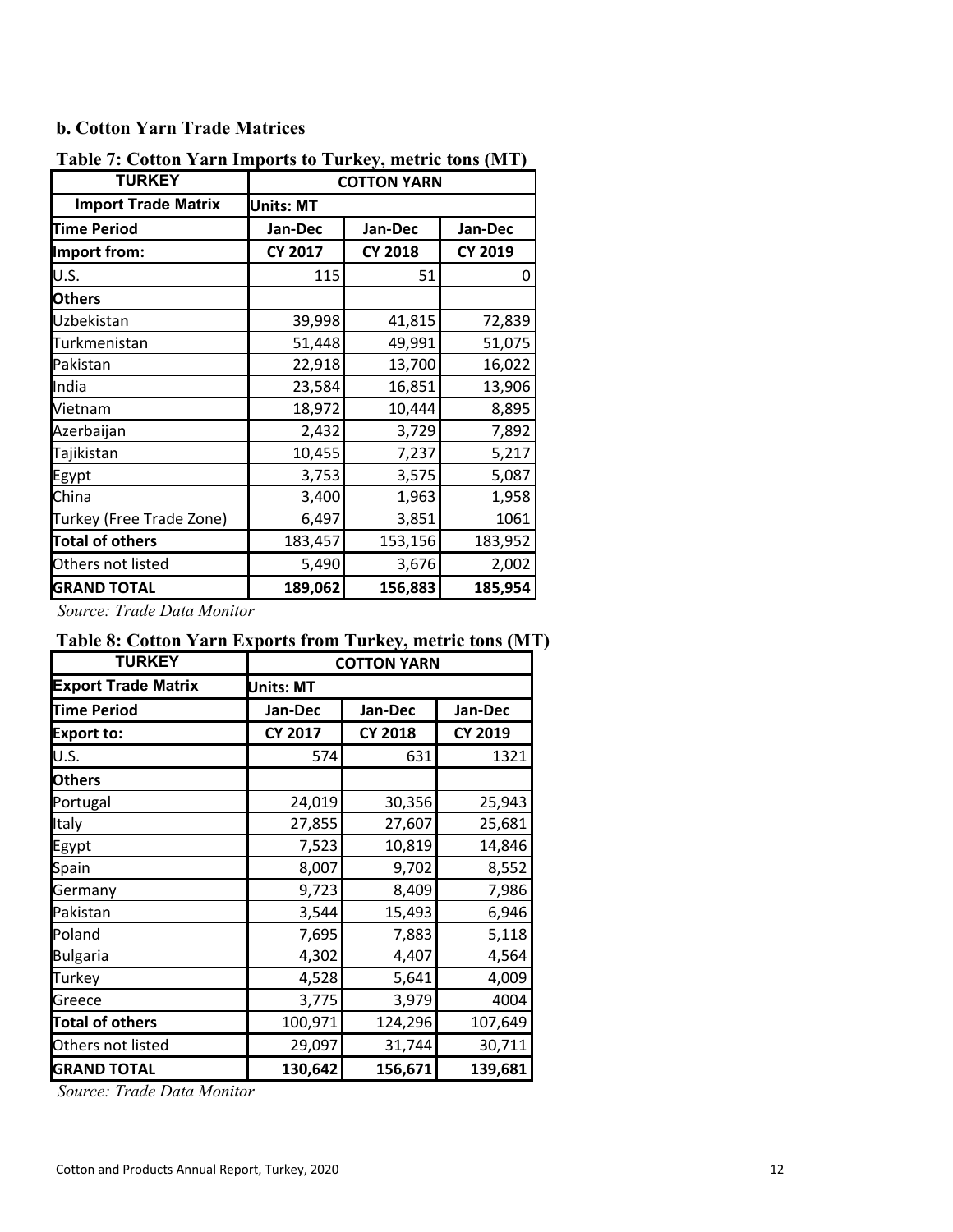### b. Cotton Yarn Trade Matrices

**Table 7: Cotton Yarn Imports to Turkey, metric tons (MT)**

| TURKEY | COTTON YARN | | |
|---|---|---|---|
| **Import Trade Matrix** | **Units: MT** | | |
| **Time Period** | **Jan-Dec** | **Jan-Dec** | **Jan-Dec** |
| **Import from:** | **CY 2017** | **CY 2018** | **CY 2019** |
| U.S. | 115 | 51 | 0 |
| **Others** | | | |
| Uzbekistan | 39,998 | 41,815 | 72,839 |
| Turkmenistan | 51,448 | 49,991 | 51,075 |
| Pakistan | 22,918 | 13,700 | 16,022 |
| India | 23,584 | 16,851 | 13,906 |
| Vietnam | 18,972 | 10,444 | 8,895 |
| Azerbaijan | 2,432 | 3,729 | 7,892 |
| Tajikistan | 10,455 | 7,237 | 5,217 |
| Egypt | 3,753 | 3,575 | 5,087 |
| China | 3,400 | 1,963 | 1,958 |
| Turkey (Free Trade Zone) | 6,497 | 3,851 | 1061 |
| **Total of others** | 183,457 | 153,156 | 183,952 |
| Others not listed | 5,490 | 3,676 | 2,002 |
| **GRAND TOTAL** | **189,062** | **156,883** | **185,954** |

*Source: Trade Data Monitor*

**Table 8: Cotton Yarn Exports from Turkey, metric tons (MT)**

| TURKEY | COTTON YARN | | |
|---|---|---|---|
| **Export Trade Matrix** | **Units: MT** | | |
| **Time Period** | **Jan-Dec** | **Jan-Dec** | **Jan-Dec** |
| **Export to:** | **CY 2017** | **CY 2018** | **CY 2019** |
| U.S. | 574 | 631 | 1321 |
| **Others** | | | |
| Portugal | 24,019 | 30,356 | 25,943 |
| Italy | 27,855 | 27,607 | 25,681 |
| Egypt | 7,523 | 10,819 | 14,846 |
| Spain | 8,007 | 9,702 | 8,552 |
| Germany | 9,723 | 8,409 | 7,986 |
| Pakistan | 3,544 | 15,493 | 6,946 |
| Poland | 7,695 | 7,883 | 5,118 |
| Bulgaria | 4,302 | 4,407 | 4,564 |
| Turkey | 4,528 | 5,641 | 4,009 |
| Greece | 3,775 | 3,979 | 4004 |
| **Total of others** | 100,971 | 124,296 | 107,649 |
| Others not listed | 29,097 | 31,744 | 30,711 |
| **GRAND TOTAL** | **130,642** | **156,671** | **139,681** |

*Source: Trade Data Monitor*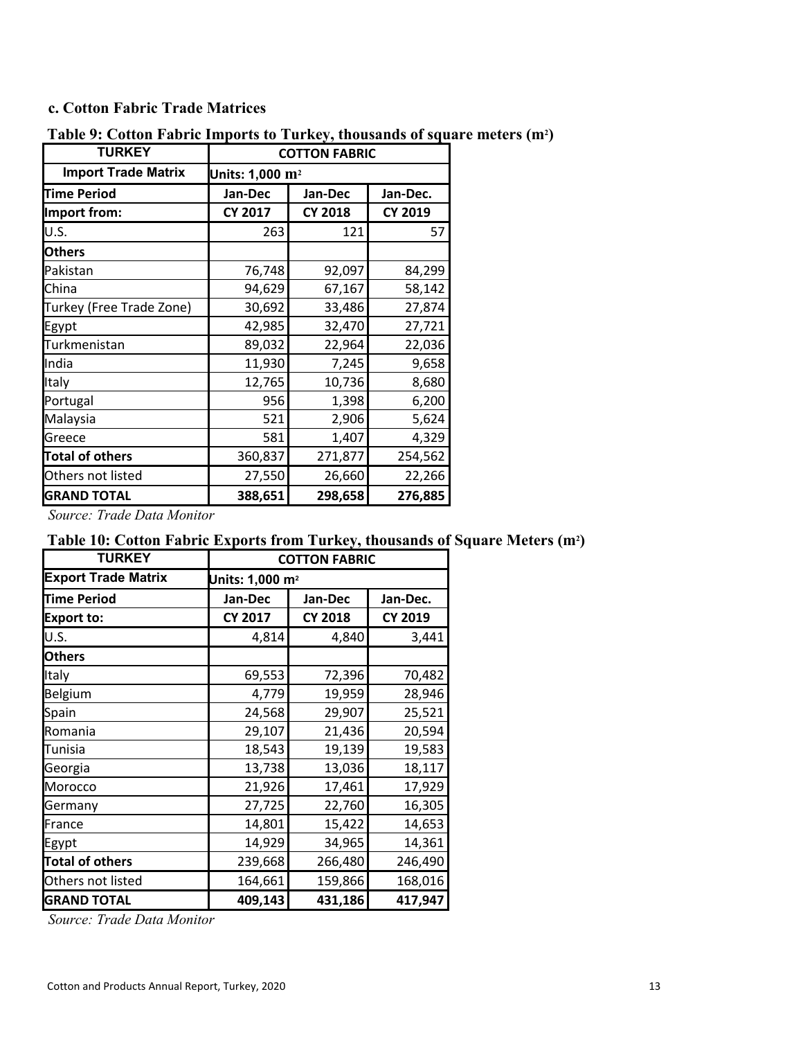### c. Cotton Fabric Trade Matrices

**Table 9: Cotton Fabric Imports to Turkey, thousands of square meters ($m^2$)**

| TURKEY | COTTON FABRIC | | |
|---|---|---|---|
| **Import Trade Matrix** | **Units: 1,000 $m^2$** | | |
| **Time Period** | **Jan-Dec** | **Jan-Dec** | **Jan-Dec.** |
| **Import from:** | **CY 2017** | **CY 2018** | **CY 2019** |
| U.S. | 263 | 121 | 57 |
| **Others** | | | |
| Pakistan | 76,748 | 92,097 | 84,299 |
| China | 94,629 | 67,167 | 58,142 |
| Turkey (Free Trade Zone) | 30,692 | 33,486 | 27,874 |
| Egypt | 42,985 | 32,470 | 27,721 |
| Turkmenistan | 89,032 | 22,964 | 22,036 |
| India | 11,930 | 7,245 | 9,658 |
| Italy | 12,765 | 10,736 | 8,680 |
| Portugal | 956 | 1,398 | 6,200 |
| Malaysia | 521 | 2,906 | 5,624 |
| Greece | 581 | 1,407 | 4,329 |
| **Total of others** | 360,837 | 271,877 | 254,562 |
| Others not listed | 27,550 | 26,660 | 22,266 |
| **GRAND TOTAL** | **388,651** | **298,658** | **276,885** |

*Source: Trade Data Monitor*

**Table 10: Cotton Fabric Exports from Turkey, thousands of Square Meters ($m^2$)**

| TURKEY | COTTON FABRIC | | |
|---|---|---|---|
| **Export Trade Matrix** | **Units: 1,000 $m^2$** | | |
| **Time Period** | **Jan-Dec** | **Jan-Dec** | **Jan-Dec.** |
| **Export to:** | **CY 2017** | **CY 2018** | **CY 2019** |
| U.S. | 4,814 | 4,840 | 3,441 |
| **Others** | | | |
| Italy | 69,553 | 72,396 | 70,482 |
| Belgium | 4,779 | 19,959 | 28,946 |
| Spain | 24,568 | 29,907 | 25,521 |
| Romania | 29,107 | 21,436 | 20,594 |
| Tunisia | 18,543 | 19,139 | 19,583 |
| Georgia | 13,738 | 13,036 | 18,117 |
| Morocco | 21,926 | 17,461 | 17,929 |
| Germany | 27,725 | 22,760 | 16,305 |
| France | 14,801 | 15,422 | 14,653 |
| Egypt | 14,929 | 34,965 | 14,361 |
| **Total of others** | 239,668 | 266,480 | 246,490 |
| Others not listed | 164,661 | 159,866 | 168,016 |
| **GRAND TOTAL** | **409,143** | **431,186** | **417,947** |

*Source: Trade Data Monitor*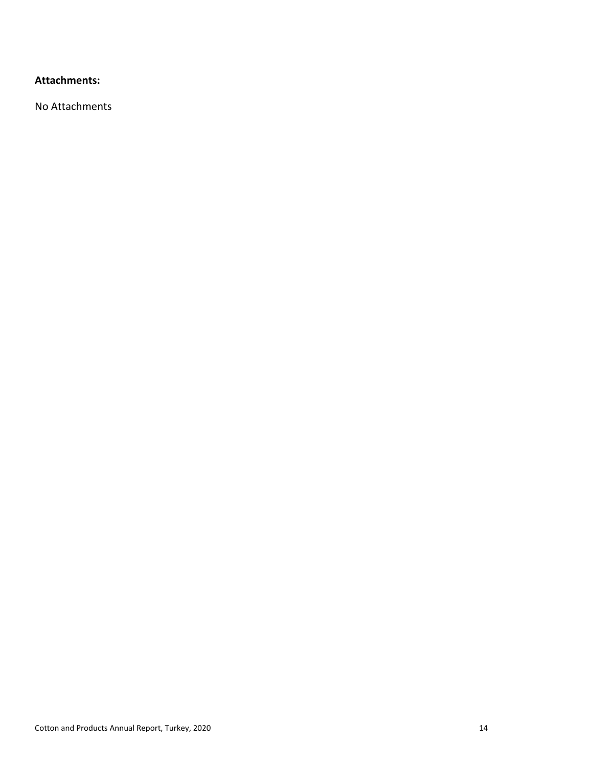**Attachments:**

No Attachments